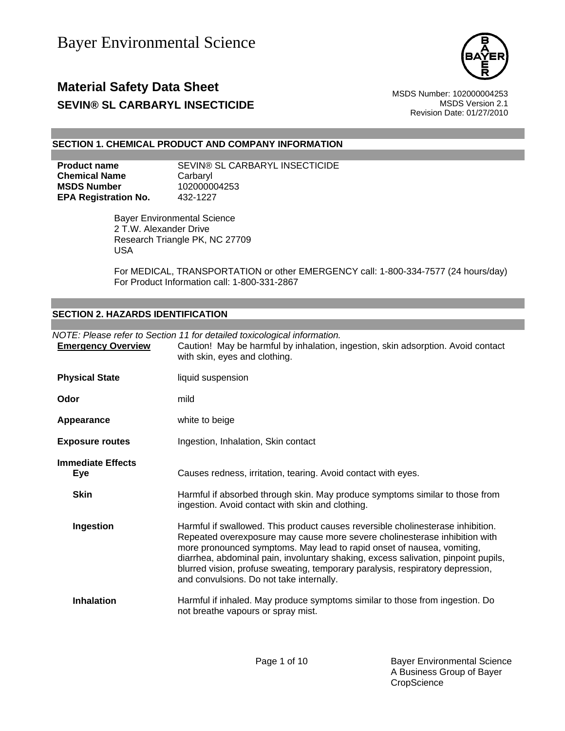Bayer Environmental Science

# Material Safety Data Sheet

## SEVIN® SL CARBARYL INSECTICIDE

MSDS Number: 102000004253
MSDS Version 2.1
Revision Date: 01/27/2010

## SECTION 1. CHEMICAL PRODUCT AND COMPANY INFORMATION

| | |
|---|---|
| **Product name** | SEVIN® SL CARBARYL INSECTICIDE |
| **Chemical Name** | Carbaryl |
| **MSDS Number** | 102000004253 |
| **EPA Registration No.** | 432-1227 |

Bayer Environmental Science
2 T.W. Alexander Drive
Research Triangle PK, NC 27709
USA

For MEDICAL, TRANSPORTATION or other EMERGENCY call: 1-800-334-7577 (24 hours/day)
For Product Information call: 1-800-331-2867

## SECTION 2. HAZARDS IDENTIFICATION

*NOTE: Please refer to Section 11 for detailed toxicological information.*

**Emergency Overview**: Caution! May be harmful by inhalation, ingestion, skin adsorption. Avoid contact with skin, eyes and clothing.

**Physical State**: liquid suspension

**Odor**: mild

**Appearance**: white to beige

**Exposure routes**: Ingestion, Inhalation, Skin contact

**Immediate Effects**

**Eye**: Causes redness, irritation, tearing. Avoid contact with eyes.

**Skin**: Harmful if absorbed through skin. May produce symptoms similar to those from ingestion. Avoid contact with skin and clothing.

**Ingestion**: Harmful if swallowed. This product causes reversible cholinesterase inhibition. Repeated overexposure may cause more severe cholinesterase inhibition with more pronounced symptoms. May lead to rapid onset of nausea, vomiting, diarrhea, abdominal pain, involuntary shaking, excess salivation, pinpoint pupils, blurred vision, profuse sweating, temporary paralysis, respiratory depression, and convulsions. Do not take internally.

**Inhalation**: Harmful if inhaled. May produce symptoms similar to those from ingestion. Do not breathe vapours or spray mist.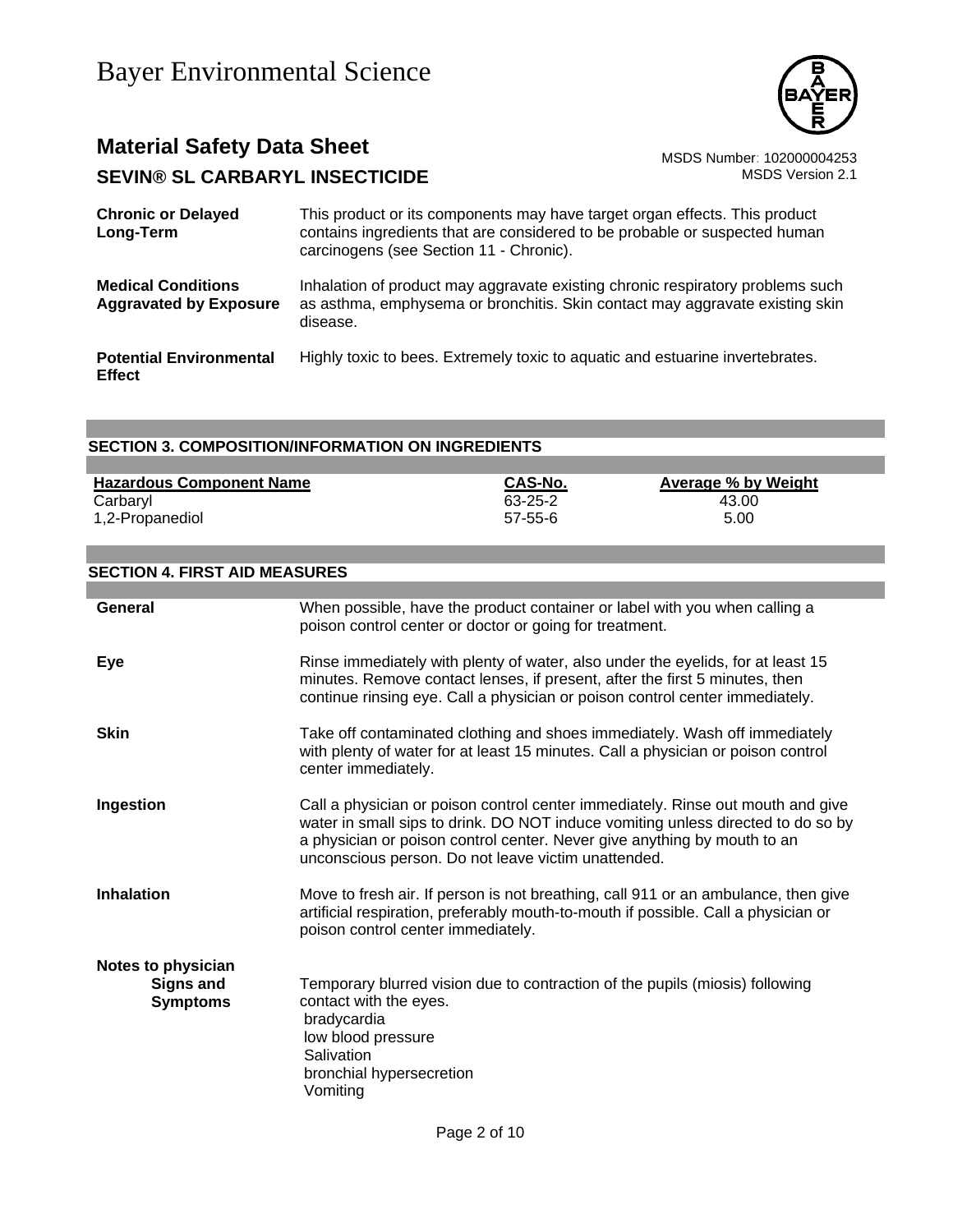| | |
|---|---|
| **Chronic or Delayed Long-Term** | This product or its components may have target organ effects. This product contains ingredients that are considered to be probable or suspected human carcinogens (see Section 11 - Chronic). |
| **Medical Conditions Aggravated by Exposure** | Inhalation of product may aggravate existing chronic respiratory problems such as asthma, emphysema or bronchitis. Skin contact may aggravate existing skin disease. |
| **Potential Environmental Effect** | Highly toxic to bees. Extremely toxic to aquatic and estuarine invertebrates. |

## SECTION 3. COMPOSITION/INFORMATION ON INGREDIENTS

| Hazardous Component Name | CAS-No. | Average % by Weight |
|---|---|---|
| Carbaryl | 63-25-2 | 43.00 |
| 1,2-Propanediol | 57-55-6 | 5.00 |

## SECTION 4. FIRST AID MEASURES

| | |
|---|---|
| **General** | When possible, have the product container or label with you when calling a poison control center or doctor or going for treatment. |
| **Eye** | Rinse immediately with plenty of water, also under the eyelids, for at least 15 minutes. Remove contact lenses, if present, after the first 5 minutes, then continue rinsing eye. Call a physician or poison control center immediately. |
| **Skin** | Take off contaminated clothing and shoes immediately. Wash off immediately with plenty of water for at least 15 minutes. Call a physician or poison control center immediately. |
| **Ingestion** | Call a physician or poison control center immediately. Rinse out mouth and give water in small sips to drink. DO NOT induce vomiting unless directed to do so by a physician or poison control center. Never give anything by mouth to an unconscious person. Do not leave victim unattended. |
| **Inhalation** | Move to fresh air. If person is not breathing, call 911 or an ambulance, then give artificial respiration, preferably mouth-to-mouth if possible. Call a physician or poison control center immediately. |

**Notes to physician**

**Signs and Symptoms**

Temporary blurred vision due to contraction of the pupils (miosis) following contact with the eyes.
bradycardia
low blood pressure
Salivation
bronchial hypersecretion
Vomiting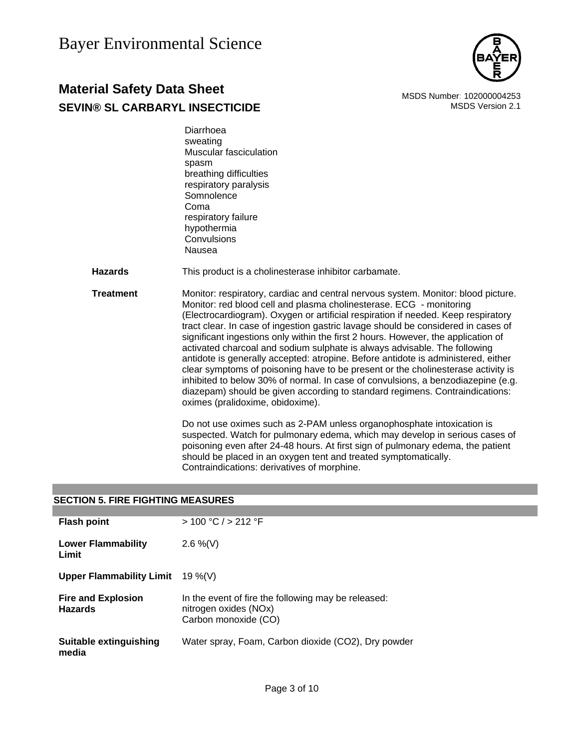Diarrhoea
sweating
Muscular fasciculation
spasm
breathing difficulties
respiratory paralysis
Somnolence
Coma
respiratory failure
hypothermia
Convulsions
Nausea

**Hazards** This product is a cholinesterase inhibitor carbamate.

**Treatment** Monitor: respiratory, cardiac and central nervous system. Monitor: blood picture. Monitor: red blood cell and plasma cholinesterase. ECG - monitoring (Electrocardiogram). Oxygen or artificial respiration if needed. Keep respiratory tract clear. In case of ingestion gastric lavage should be considered in cases of significant ingestions only within the first 2 hours. However, the application of activated charcoal and sodium sulphate is always advisable. The following antidote is generally accepted: atropine. Before antidote is administered, either clear symptoms of poisoning have to be present or the cholinesterase activity is inhibited to below 30% of normal. In case of convulsions, a benzodiazepine (e.g. diazepam) should be given according to standard regimens. Contraindications: oximes (pralidoxime, obidoxime).

Do not use oximes such as 2-PAM unless organophosphate intoxication is suspected. Watch for pulmonary edema, which may develop in serious cases of poisoning even after 24-48 hours. At first sign of pulmonary edema, the patient should be placed in an oxygen tent and treated symptomatically. Contraindications: derivatives of morphine.

## SECTION 5. FIRE FIGHTING MEASURES

**Flash point** > 100 °C / > 212 °F

**Lower Flammability Limit** 2.6 %(V)

**Upper Flammability Limit** 19 %(V)

**Fire and Explosion Hazards** In the event of fire the following may be released:
nitrogen oxides (NOx)
Carbon monoxide (CO)

**Suitable extinguishing media** Water spray, Foam, Carbon dioxide ($CO_2$), Dry powder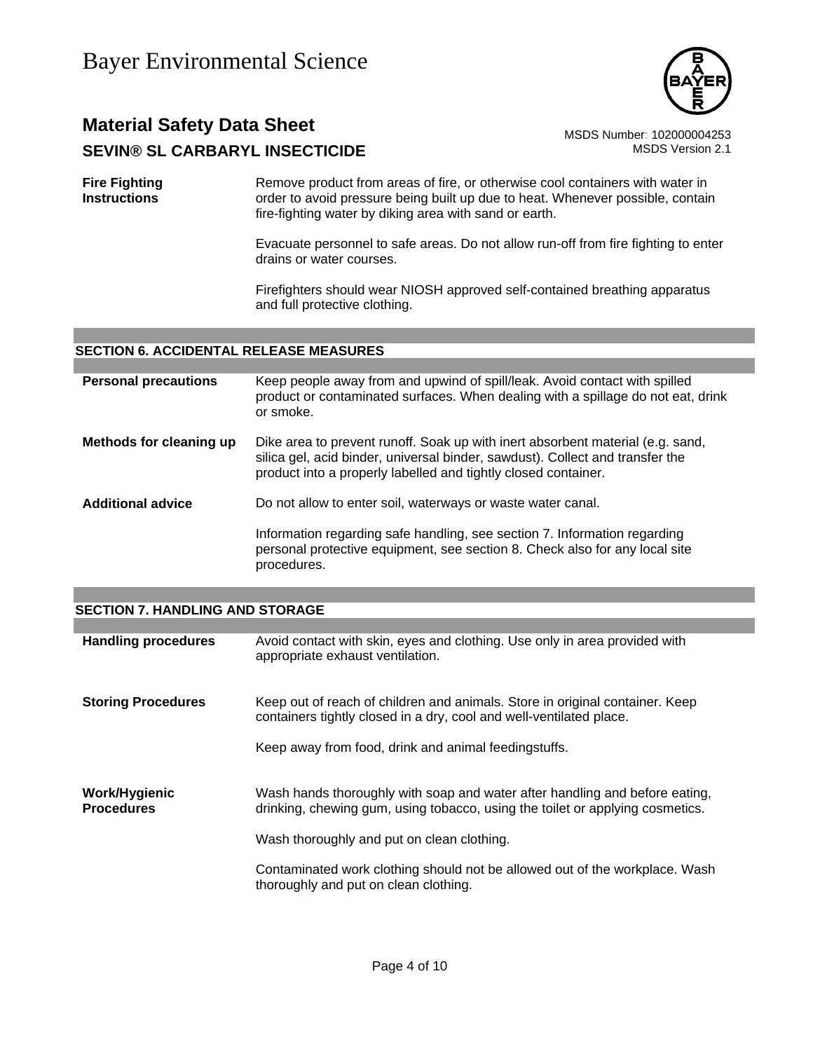**Fire Fighting Instructions**

Remove product from areas of fire, or otherwise cool containers with water in order to avoid pressure being built up due to heat. Whenever possible, contain fire-fighting water by diking area with sand or earth.

Evacuate personnel to safe areas. Do not allow run-off from fire fighting to enter drains or water courses.

Firefighters should wear NIOSH approved self-contained breathing apparatus and full protective clothing.

## SECTION 6. ACCIDENTAL RELEASE MEASURES

**Personal precautions**

Keep people away from and upwind of spill/leak. Avoid contact with spilled product or contaminated surfaces. When dealing with a spillage do not eat, drink or smoke.

**Methods for cleaning up**

Dike area to prevent runoff. Soak up with inert absorbent material (e.g. sand, silica gel, acid binder, universal binder, sawdust). Collect and transfer the product into a properly labelled and tightly closed container.

**Additional advice**

Do not allow to enter soil, waterways or waste water canal.

Information regarding safe handling, see section 7. Information regarding personal protective equipment, see section 8. Check also for any local site procedures.

## SECTION 7. HANDLING AND STORAGE

**Handling procedures**

Avoid contact with skin, eyes and clothing. Use only in area provided with appropriate exhaust ventilation.

**Storing Procedures**

Keep out of reach of children and animals. Store in original container. Keep containers tightly closed in a dry, cool and well-ventilated place.

Keep away from food, drink and animal feedingstuffs.

**Work/Hygienic Procedures**

Wash hands thoroughly with soap and water after handling and before eating, drinking, chewing gum, using tobacco, using the toilet or applying cosmetics.

Wash thoroughly and put on clean clothing.

Contaminated work clothing should not be allowed out of the workplace. Wash thoroughly and put on clean clothing.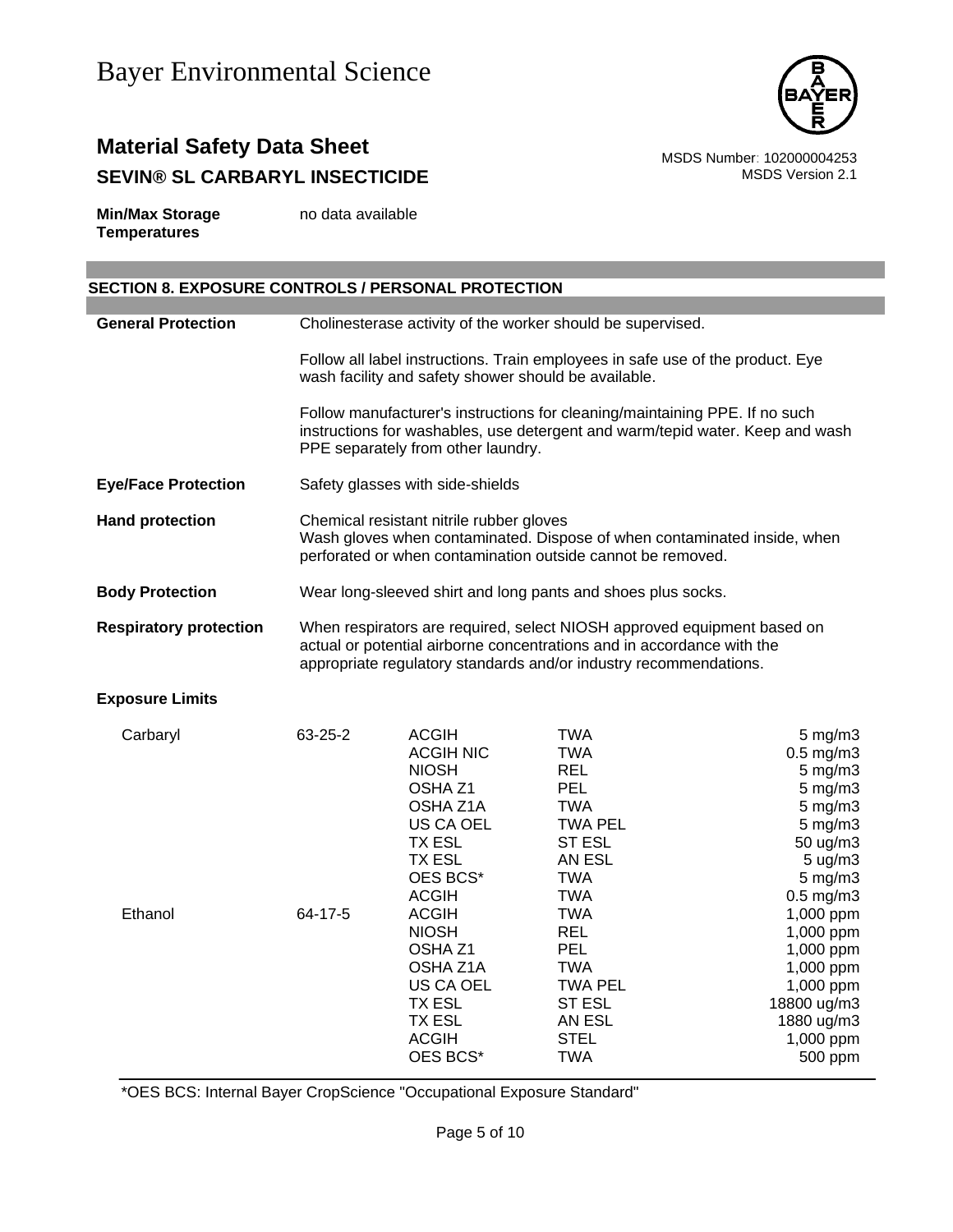| | |
|---|---|
| **Min/Max Storage Temperatures** | no data available |

## SECTION 8. EXPOSURE CONTROLS / PERSONAL PROTECTION

| | |
|---|---|
| **General Protection** | Cholinesterase activity of the worker should be supervised.<br><br>Follow all label instructions. Train employees in safe use of the product. Eye wash facility and safety shower should be available.<br><br>Follow manufacturer's instructions for cleaning/maintaining PPE. If no such instructions for washables, use detergent and warm/tepid water. Keep and wash PPE separately from other laundry. |
| **Eye/Face Protection** | Safety glasses with side-shields |
| **Hand protection** | Chemical resistant nitrile rubber gloves<br>Wash gloves when contaminated. Dispose of when contaminated inside, when perforated or when contamination outside cannot be removed. |
| **Body Protection** | Wear long-sleeved shirt and long pants and shoes plus socks. |
| **Respiratory protection** | When respirators are required, select NIOSH approved equipment based on actual or potential airborne concentrations and in accordance with the appropriate regulatory standards and/or industry recommendations. |

**Exposure Limits**

| | | | | |
|---|---|---|---|---|
| Carbaryl | 63-25-2 | ACGIH | TWA | 5 mg/m3 |
| | | ACGIH NIC | TWA | 0.5 mg/m3 |
| | | NIOSH | REL | 5 mg/m3 |
| | | OSHA Z1 | PEL | 5 mg/m3 |
| | | OSHA Z1A | TWA | 5 mg/m3 |
| | | US CA OEL | TWA PEL | 5 mg/m3 |
| | | TX ESL | ST ESL | 50 ug/m3 |
| | | TX ESL | AN ESL | 5 ug/m3 |
| | | OES BCS* | TWA | 5 mg/m3 |
| | | ACGIH | TWA | 0.5 mg/m3 |
| Ethanol | 64-17-5 | ACGIH | TWA | 1,000 ppm |
| | | NIOSH | REL | 1,000 ppm |
| | | OSHA Z1 | PEL | 1,000 ppm |
| | | OSHA Z1A | TWA | 1,000 ppm |
| | | US CA OEL | TWA PEL | 1,000 ppm |
| | | TX ESL | ST ESL | 18800 ug/m3 |
| | | TX ESL | AN ESL | 1880 ug/m3 |
| | | ACGIH | STEL | 1,000 ppm |
| | | OES BCS* | TWA | 500 ppm |

*OES BCS: Internal Bayer CropScience "Occupational Exposure Standard"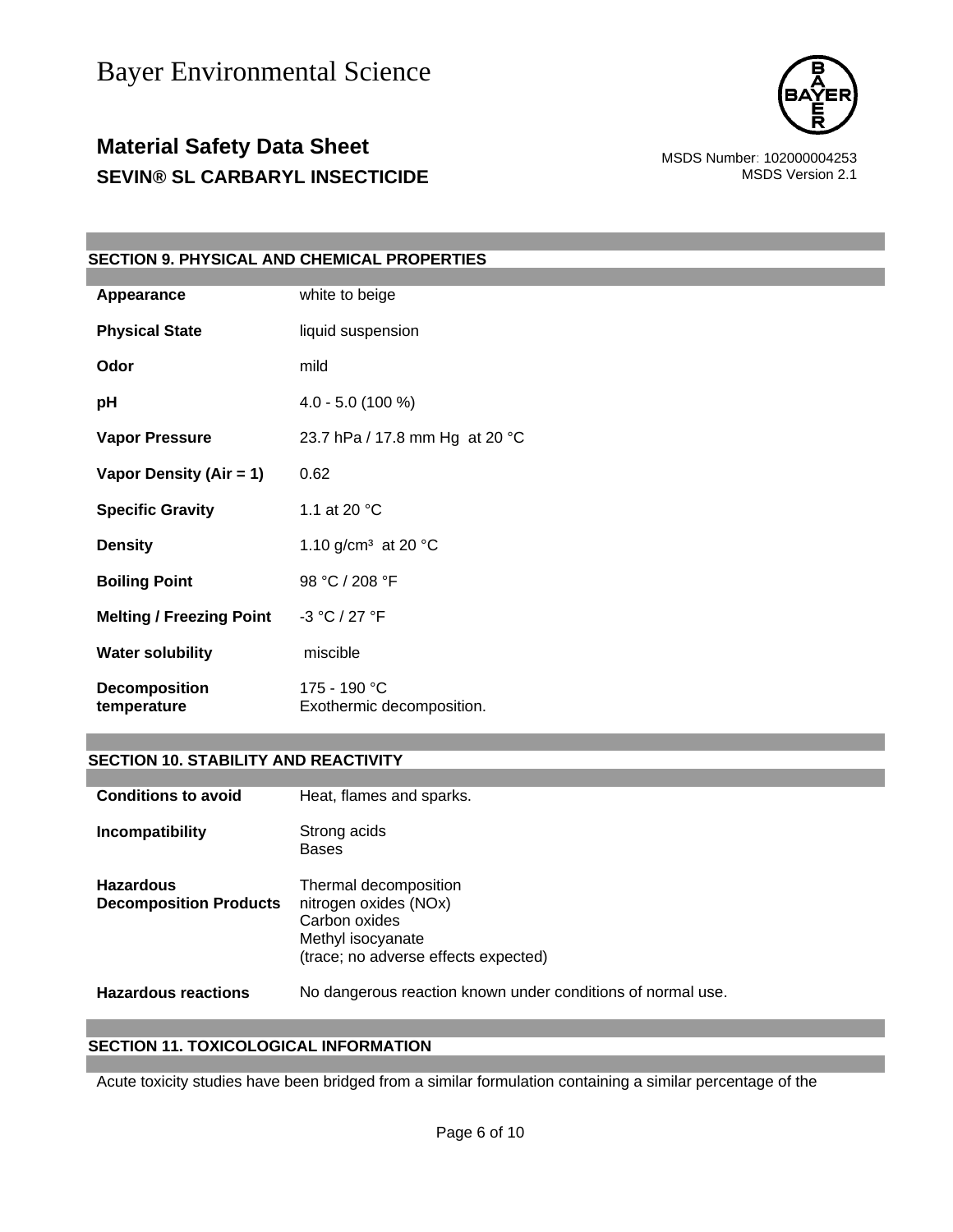## SECTION 9. PHYSICAL AND CHEMICAL PROPERTIES

| | |
|---|---|
| **Appearance** | white to beige |
| **Physical State** | liquid suspension |
| **Odor** | mild |
| **pH** | 4.0 - 5.0 (100 %) |
| **Vapor Pressure** | 23.7 hPa / 17.8 mm Hg at 20 °C |
| **Vapor Density (Air = 1)** | 0.62 |
| **Specific Gravity** | 1.1 at 20 °C |
| **Density** | 1.10 g/cm³ at 20 °C |
| **Boiling Point** | 98 °C / 208 °F |
| **Melting / Freezing Point** | -3 °C / 27 °F |
| **Water solubility** | miscible |
| **Decomposition temperature** | 175 - 190 °C<br>Exothermic decomposition. |

## SECTION 10. STABILITY AND REACTIVITY

| | |
|---|---|
| **Conditions to avoid** | Heat, flames and sparks. |
| **Incompatibility** | Strong acids<br>Bases |
| **Hazardous Decomposition Products** | Thermal decomposition<br>nitrogen oxides (NOx)<br>Carbon oxides<br>Methyl isocyanate<br>(trace; no adverse effects expected) |
| **Hazardous reactions** | No dangerous reaction known under conditions of normal use. |

## SECTION 11. TOXICOLOGICAL INFORMATION

Acute toxicity studies have been bridged from a similar formulation containing a similar percentage of the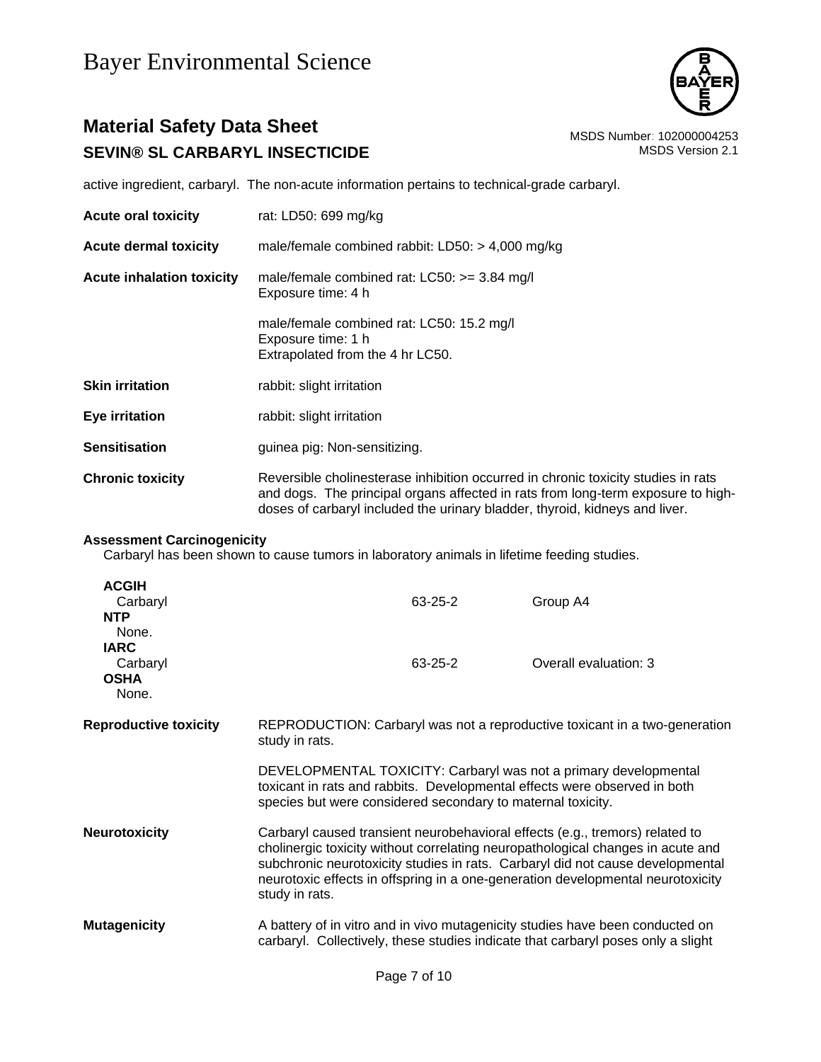active ingredient, carbaryl. The non-acute information pertains to technical-grade carbaryl.

| | |
|---|---|
| **Acute oral toxicity** | rat: LD50: 699 mg/kg |
| **Acute dermal toxicity** | male/female combined rabbit: LD50: > 4,000 mg/kg |
| **Acute inhalation toxicity** | male/female combined rat: LC50: >= 3.84 mg/l<br>Exposure time: 4 h |
| | male/female combined rat: LC50: 15.2 mg/l<br>Exposure time: 1 h<br>Extrapolated from the 4 hr LC50. |
| **Skin irritation** | rabbit: slight irritation |
| **Eye irritation** | rabbit: slight irritation |
| **Sensitisation** | guinea pig: Non-sensitizing. |
| **Chronic toxicity** | Reversible cholinesterase inhibition occurred in chronic toxicity studies in rats and dogs. The principal organs affected in rats from long-term exposure to high-doses of carbaryl included the urinary bladder, thyroid, kidneys and liver. |

**Assessment Carcinogenicity**

Carbaryl has been shown to cause tumors in laboratory animals in lifetime feeding studies.

| | | |
|---|---|---|
| **ACGIH** | | |
| Carbaryl | 63-25-2 | Group A4 |
| **NTP** | | |
| None. | | |
| **IARC** | | |
| Carbaryl | 63-25-2 | Overall evaluation: 3 |
| **OSHA** | | |
| None. | | |

| | |
|---|---|
| **Reproductive toxicity** | REPRODUCTION: Carbaryl was not a reproductive toxicant in a two-generation study in rats. |
| | DEVELOPMENTAL TOXICITY: Carbaryl was not a primary developmental toxicant in rats and rabbits. Developmental effects were observed in both species but were considered secondary to maternal toxicity. |
| **Neurotoxicity** | Carbaryl caused transient neurobehavioral effects (e.g., tremors) related to cholinergic toxicity without correlating neuropathological changes in acute and subchronic neurotoxicity studies in rats. Carbaryl did not cause developmental neurotoxic effects in offspring in a one-generation developmental neurotoxicity study in rats. |
| **Mutagenicity** | A battery of in vitro and in vivo mutagenicity studies have been conducted on carbaryl. Collectively, these studies indicate that carbaryl poses only a slight |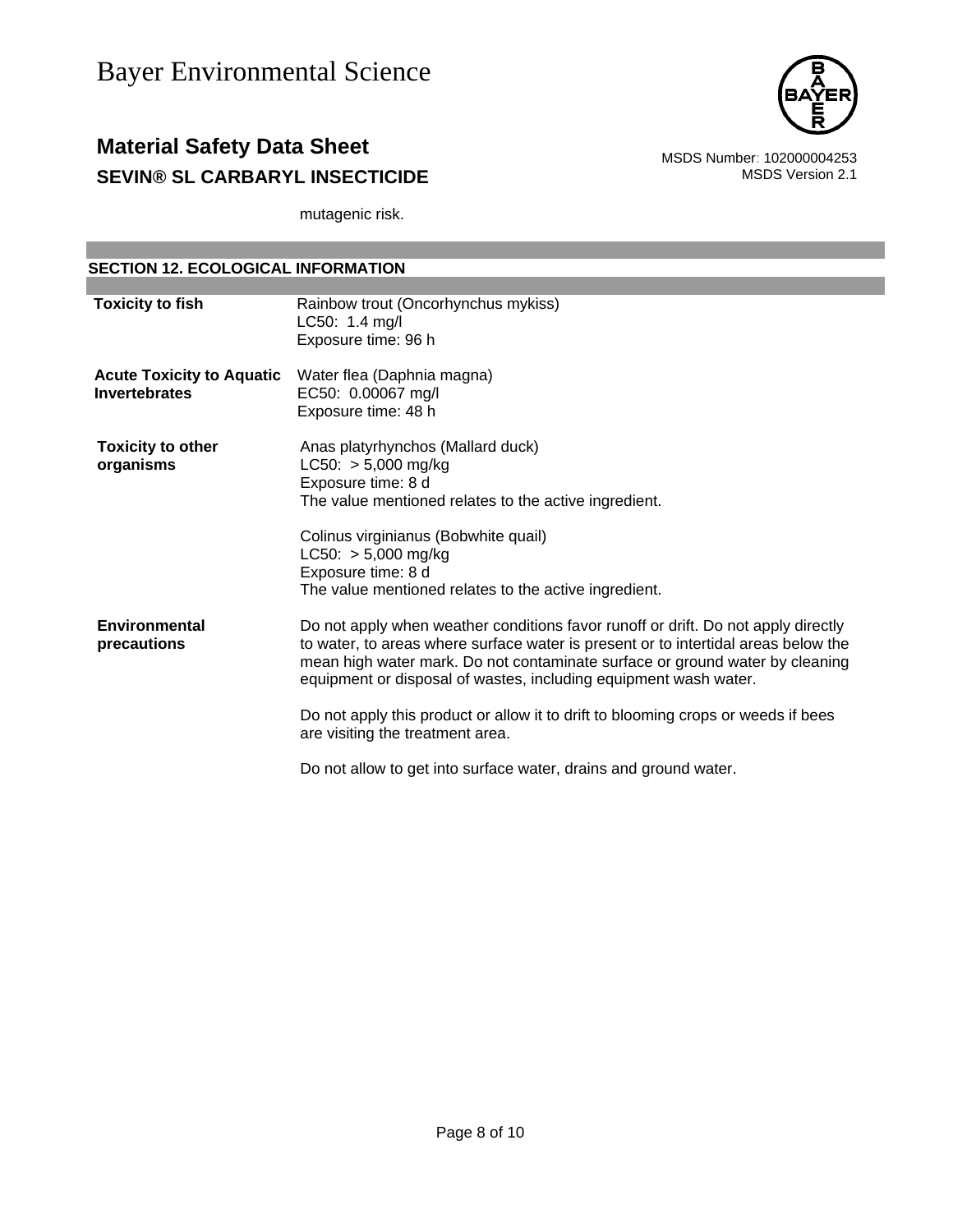mutagenic risk.

## SECTION 12. ECOLOGICAL INFORMATION

| | |
|---|---|
| **Toxicity to fish** | Rainbow trout (Oncorhynchus mykiss)<br>LC50: 1.4 mg/l<br>Exposure time: 96 h |
| **Acute Toxicity to Aquatic Invertebrates** | Water flea (Daphnia magna)<br>EC50: 0.00067 mg/l<br>Exposure time: 48 h |
| **Toxicity to other organisms** | Anas platyrhynchos (Mallard duck)<br>LC50: > 5,000 mg/kg<br>Exposure time: 8 d<br>The value mentioned relates to the active ingredient.<br><br>Colinus virginianus (Bobwhite quail)<br>LC50: > 5,000 mg/kg<br>Exposure time: 8 d<br>The value mentioned relates to the active ingredient. |
| **Environmental precautions** | Do not apply when weather conditions favor runoff or drift. Do not apply directly to water, to areas where surface water is present or to intertidal areas below the mean high water mark. Do not contaminate surface or ground water by cleaning equipment or disposal of wastes, including equipment wash water.<br><br>Do not apply this product or allow it to drift to blooming crops or weeds if bees are visiting the treatment area.<br><br>Do not allow to get into surface water, drains and ground water. |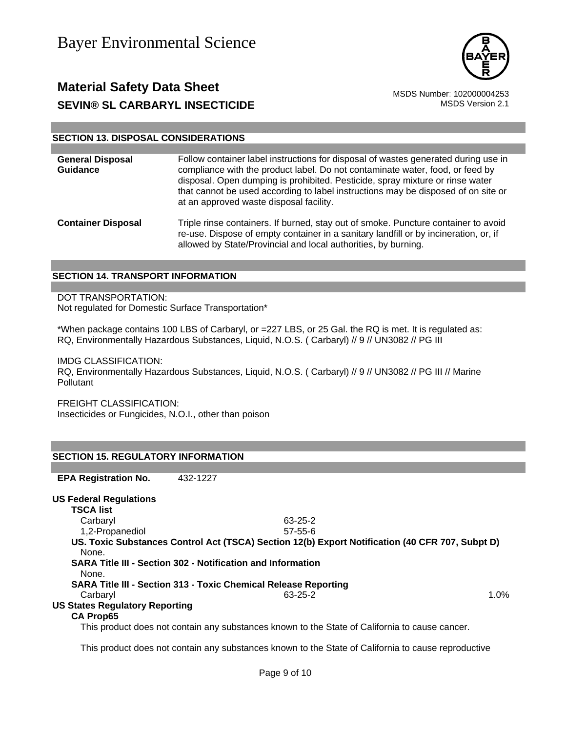## SECTION 13. DISPOSAL CONSIDERATIONS

**General Disposal Guidance**

Follow container label instructions for disposal of wastes generated during use in compliance with the product label. Do not contaminate water, food, or feed by disposal. Open dumping is prohibited. Pesticide, spray mixture or rinse water that cannot be used according to label instructions may be disposed of on site or at an approved waste disposal facility.

**Container Disposal**

Triple rinse containers. If burned, stay out of smoke. Puncture container to avoid re-use. Dispose of empty container in a sanitary landfill or by incineration, or, if allowed by State/Provincial and local authorities, by burning.

## SECTION 14. TRANSPORT INFORMATION

DOT TRANSPORTATION:
Not regulated for Domestic Surface Transportation*

*When package contains 100 LBS of Carbaryl, or =227 LBS, or 25 Gal. the RQ is met. It is regulated as:
RQ, Environmentally Hazardous Substances, Liquid, N.O.S. ( Carbaryl) // 9 // UN3082 // PG III

IMDG CLASSIFICATION:
RQ, Environmentally Hazardous Substances, Liquid, N.O.S. ( Carbaryl) // 9 // UN3082 // PG III // Marine Pollutant

FREIGHT CLASSIFICATION:
Insecticides or Fungicides, N.O.I., other than poison

## SECTION 15. REGULATORY INFORMATION

**EPA Registration No.** 432-1227

**US Federal Regulations**

**TSCA list**

| | | |
|---|---|---|
| Carbaryl | 63-25-2 | |
| 1,2-Propanediol | 57-55-6 | |

**US. Toxic Substances Control Act (TSCA) Section 12(b) Export Notification (40 CFR 707, Subpt D)**

None.

**SARA Title III - Section 302 - Notification and Information**

None.

**SARA Title III - Section 313 - Toxic Chemical Release Reporting**

| | | |
|---|---|---|
| Carbaryl | 63-25-2 | 1.0% |

**US States Regulatory Reporting**

**CA Prop65**

This product does not contain any substances known to the State of California to cause cancer.

This product does not contain any substances known to the State of California to cause reproductive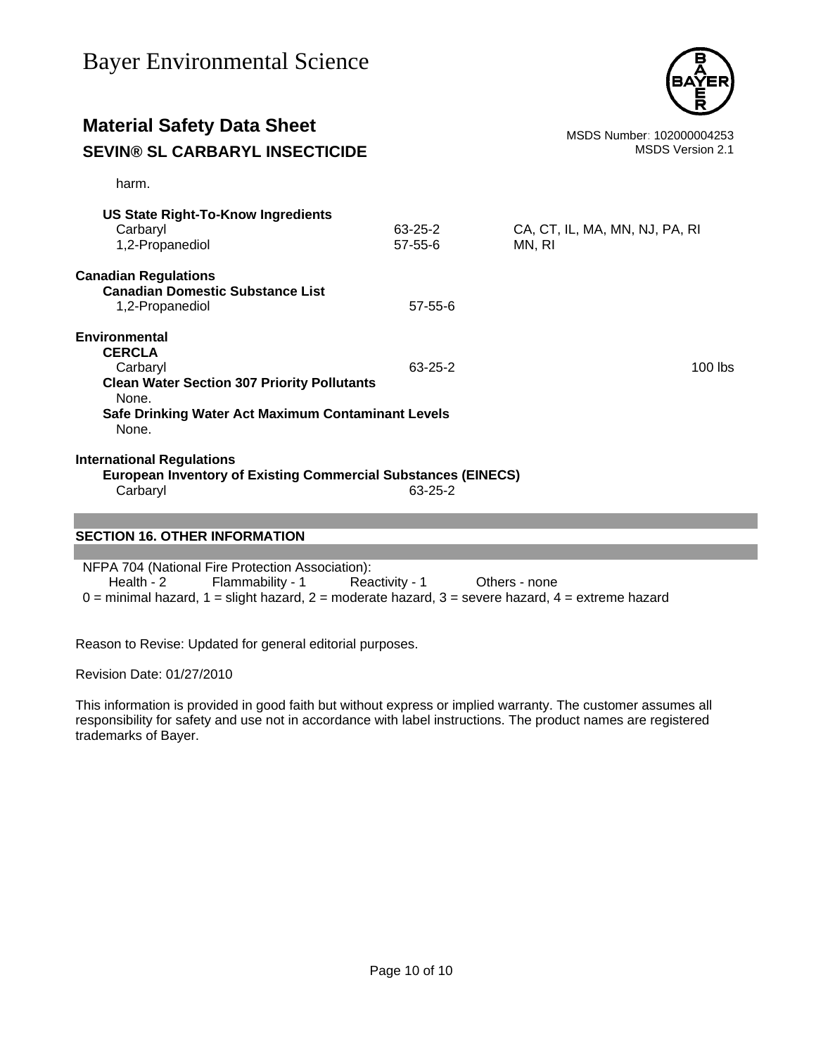harm.

**US State Right-To-Know Ingredients**

| | | |
|---|---|---|
| Carbaryl | 63-25-2 | CA, CT, IL, MA, MN, NJ, PA, RI |
| 1,2-Propanediol | 57-55-6 | MN, RI |

**Canadian Regulations**

**Canadian Domestic Substance List**

| | |
|---|---|
| 1,2-Propanediol | 57-55-6 |

**Environmental**

**CERCLA**

| | | |
|---|---|---|
| Carbaryl | 63-25-2 | 100 lbs |

**Clean Water Section 307 Priority Pollutants**

None.

**Safe Drinking Water Act Maximum Contaminant Levels**

None.

**International Regulations**

**European Inventory of Existing Commercial Substances (EINECS)**

| | |
|---|---|
| Carbaryl | 63-25-2 |

## SECTION 16. OTHER INFORMATION

NFPA 704 (National Fire Protection Association):

Health - 2 Flammability - 1 Reactivity - 1 Others - none

0 = minimal hazard, 1 = slight hazard, 2 = moderate hazard, 3 = severe hazard, 4 = extreme hazard

Reason to Revise: Updated for general editorial purposes.

Revision Date: 01/27/2010

This information is provided in good faith but without express or implied warranty. The customer assumes all responsibility for safety and use not in accordance with label instructions. The product names are registered trademarks of Bayer.